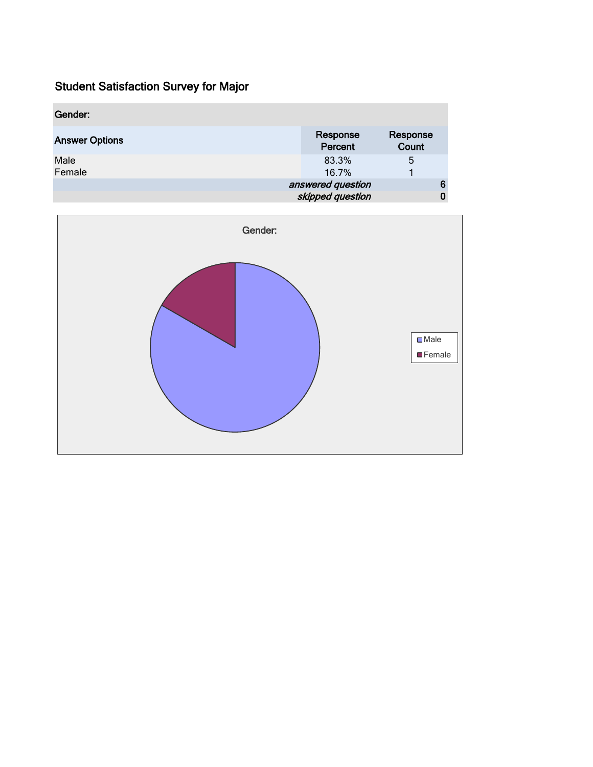# Student Satisfaction Survey for Major

| Gender: | | |
|---|---|---|
| **Answer Options** | **Response Percent** | **Response Count** |
| Male | 83.3% | 5 |
| Female | 16.7% | 1 |
| | *answered question* | 6 |
| | *skipped question* | 0 |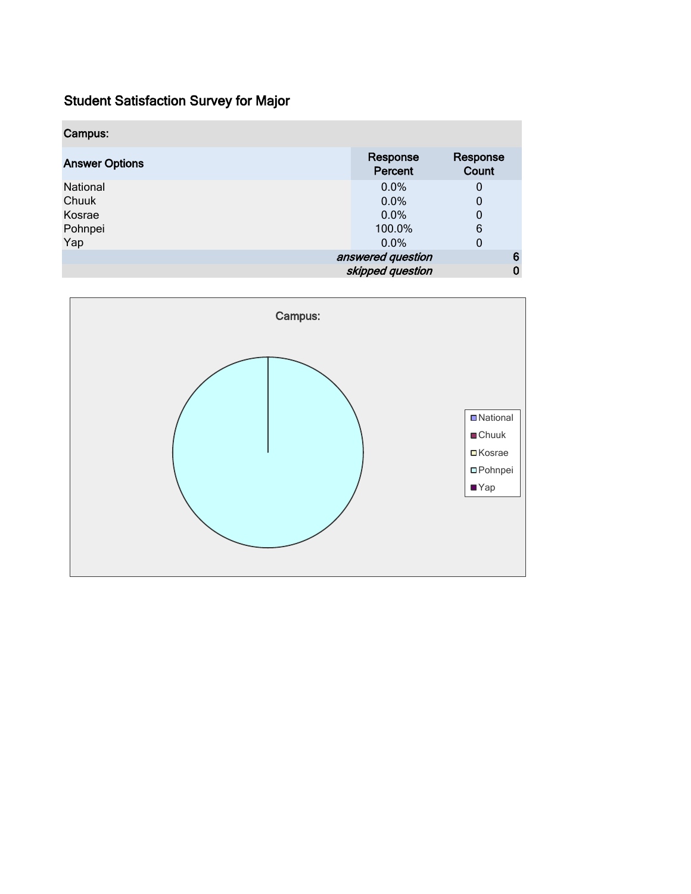# Student Satisfaction Survey for Major

| Campus: | | |
|---|---|---|
| **Answer Options** | **Response Percent** | **Response Count** |
| National | 0.0% | 0 |
| Chuuk | 0.0% | 0 |
| Kosrae | 0.0% | 0 |
| Pohnpei | 100.0% | 6 |
| Yap | 0.0% | 0 |
| | *answered question* | 6 |
| | *skipped question* | 0 |

Campus:

National
Chuuk
Kosrae
Pohnpei
Yap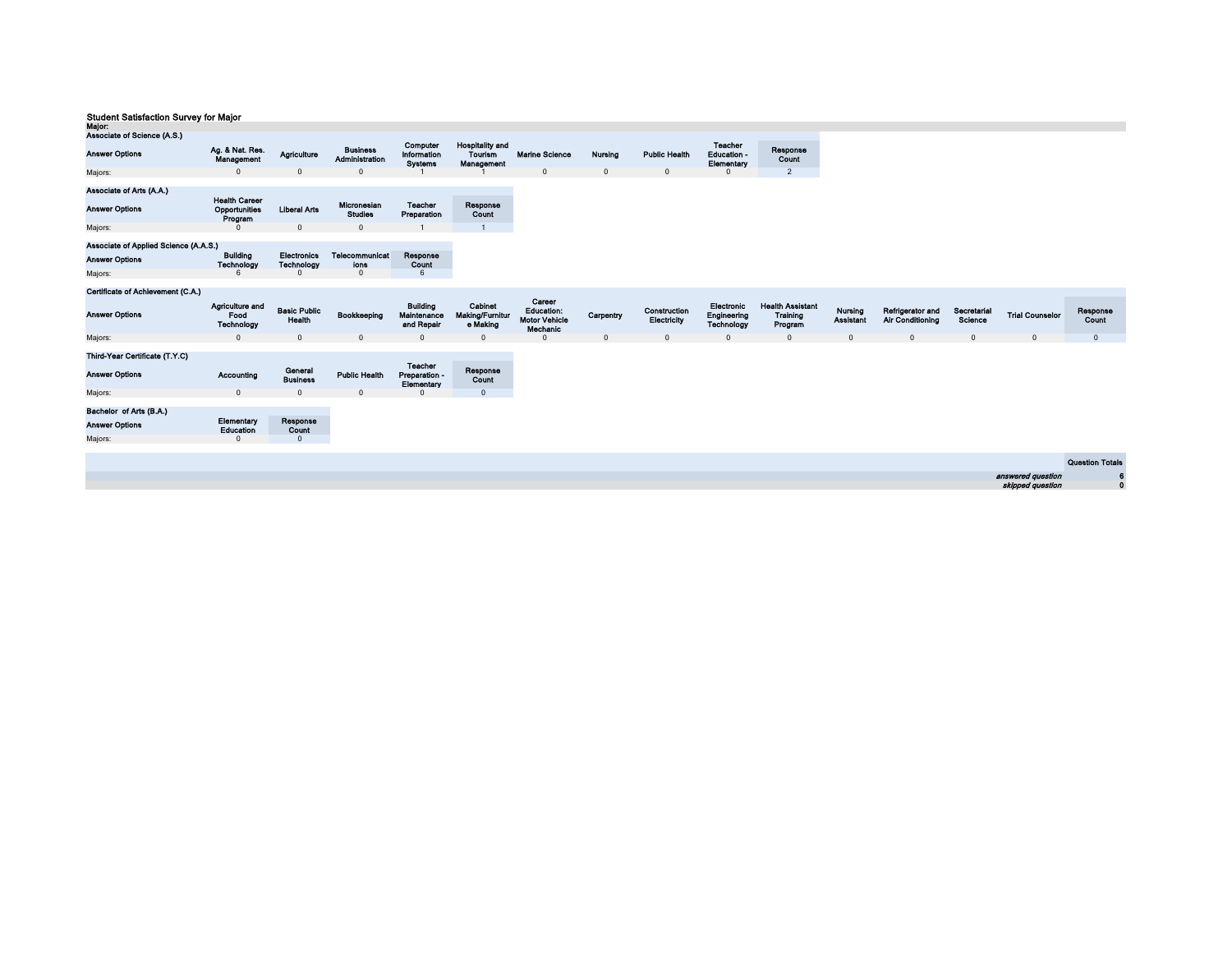## Student Satisfaction Survey for Major

**Major:**

**Associate of Science (A.S.)**

| Answer Options | Ag. & Nat. Res. Management | Agriculture | Business Administration | Computer Information Systems | Hospitality and Tourism Management | Marine Science | Nursing | Public Health | Teacher Education - Elementary | Response Count |
|---|---|---|---|---|---|---|---|---|---|---|
| Majors: | 0 | 0 | 0 | 1 | 1 | 0 | 0 | 0 | 0 | 2 |

**Associate of Arts (A.A.)**

| Answer Options | Health Career Opportunities Program | Liberal Arts | Micronesian Studies | Teacher Preparation | Response Count |
|---|---|---|---|---|---|
| Majors: | 0 | 0 | 0 | 1 | 1 |

**Associate of Applied Science (A.A.S.)**

| Answer Options | Building Technology | Electronics Technology | Telecommunications | Response Count |
|---|---|---|---|---|
| Majors: | 6 | 0 | 0 | 6 |

**Certificate of Achievement (C.A.)**

| Answer Options | Agriculture and Food Technology | Basic Public Health | Bookkeeping | Building Maintenance and Repair | Cabinet Making/Furniture Making | Career Education: Motor Vehicle Mechanic | Carpentry | Construction Electricity | Electronic Engineering Technology | Health Assistant Training Program | Nursing Assistant | Refrigerator and Air Conditioning | Secretarial Science | Trial Counselor | Response Count |
|---|---|---|---|---|---|---|---|---|---|---|---|---|---|---|---|
| Majors: | 0 | 0 | 0 | 0 | 0 | 0 | 0 | 0 | 0 | 0 | 0 | 0 | 0 | 0 | 0 |

**Third-Year Certificate (T.Y.C)**

| Answer Options | Accounting | General Business | Public Health | Teacher Preparation - Elementary | Response Count |
|---|---|---|---|---|---|
| Majors: | 0 | 0 | 0 | 0 | 0 |

**Bachelor of Arts (B.A.)**

| Answer Options | Elementary Education | Response Count |
|---|---|---|
| Majors: | 0 | 0 |

| | Question Totals |
|---|---|
| *answered question* | 6 |
| *skipped question* | 0 |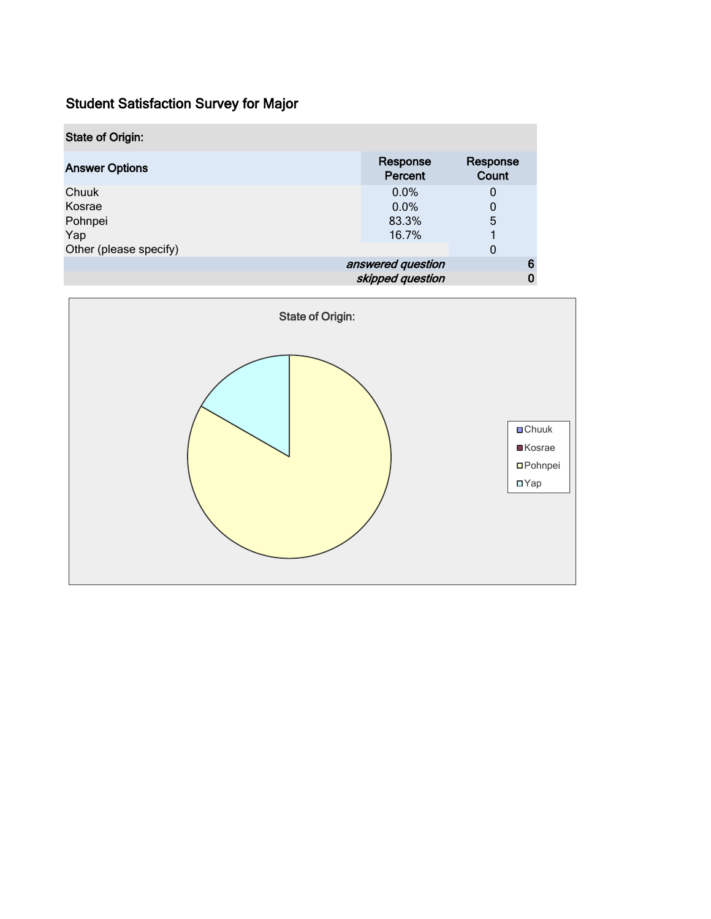## Student Satisfaction Survey for Major

| State of Origin: | | |
|---|---|---|
| **Answer Options** | **Response Percent** | **Response Count** |
| Chuuk | 0.0% | 0 |
| Kosrae | 0.0% | 0 |
| Pohnpei | 83.3% | 5 |
| Yap | 16.7% | 1 |
| Other (please specify) | | 0 |
| | *answered question* | 6 |
| | *skipped question* | 0 |

State of Origin:

- Chuuk
- Kosrae
- Pohnpei
- Yap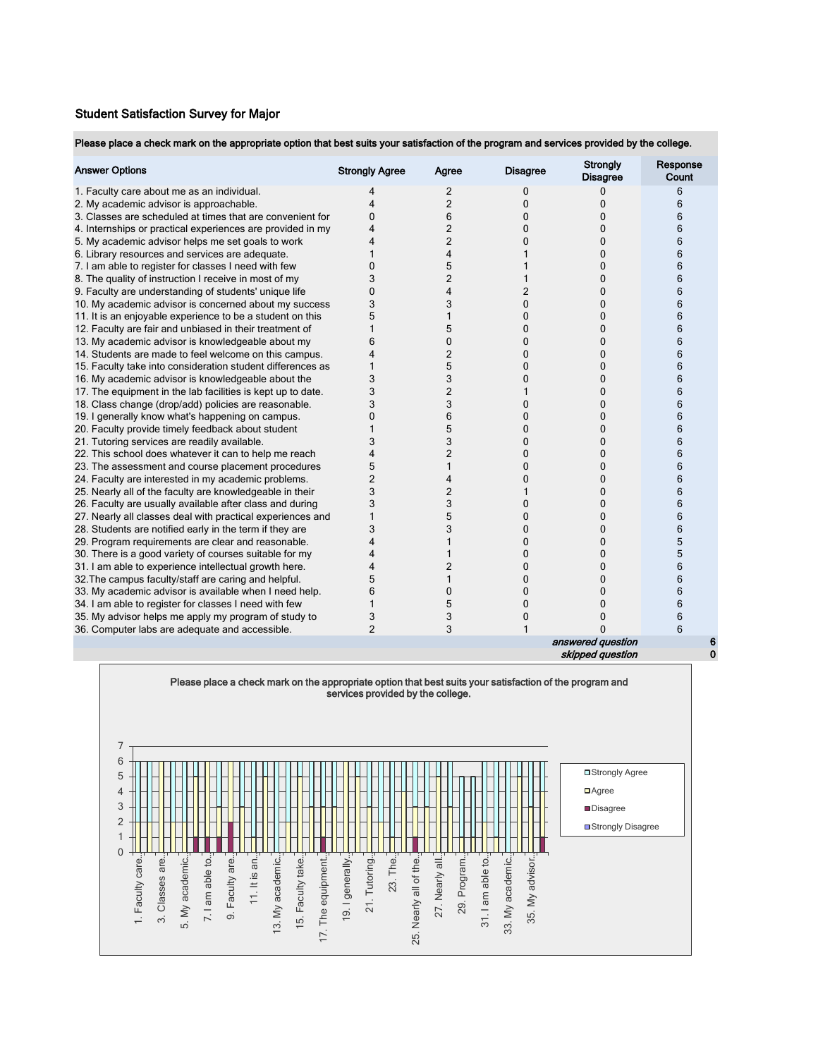## Student Satisfaction Survey for Major

| Please place a check mark on the appropriate option that best suits your satisfaction of the program and services provided by the college. | | | | | |
|---|---|---|---|---|---|
| **Answer Options** | **Strongly Agree** | **Agree** | **Disagree** | **Strongly Disagree** | **Response Count** |
| 1. Faculty care about me as an individual. | 4 | 2 | 0 | 0 | 6 |
| 2. My academic advisor is approachable. | 4 | 2 | 0 | 0 | 6 |
| 3. Classes are scheduled at times that are convenient for | 0 | 6 | 0 | 0 | 6 |
| 4. Internships or practical experiences are provided in my | 4 | 2 | 0 | 0 | 6 |
| 5. My academic advisor helps me set goals to work | 4 | 2 | 0 | 0 | 6 |
| 6. Library resources and services are adequate. | 1 | 4 | 1 | 0 | 6 |
| 7. I am able to register for classes I need with few | 0 | 5 | 1 | 0 | 6 |
| 8. The quality of instruction I receive in most of my | 3 | 2 | 1 | 0 | 6 |
| 9. Faculty are understanding of students' unique life | 0 | 4 | 2 | 0 | 6 |
| 10. My academic advisor is concerned about my success | 3 | 3 | 0 | 0 | 6 |
| 11. It is an enjoyable experience to be a student on this | 5 | 1 | 0 | 0 | 6 |
| 12. Faculty are fair and unbiased in their treatment of | 1 | 5 | 0 | 0 | 6 |
| 13. My academic advisor is knowledgeable about my | 6 | 0 | 0 | 0 | 6 |
| 14. Students are made to feel welcome on this campus. | 4 | 2 | 0 | 0 | 6 |
| 15. Faculty take into consideration student differences as | 1 | 5 | 0 | 0 | 6 |
| 16. My academic advisor is knowledgeable about the | 3 | 3 | 0 | 0 | 6 |
| 17. The equipment in the lab facilities is kept up to date. | 3 | 2 | 1 | 0 | 6 |
| 18. Class change (drop/add) policies are reasonable. | 3 | 3 | 0 | 0 | 6 |
| 19. I generally know what's happening on campus. | 0 | 6 | 0 | 0 | 6 |
| 20. Faculty provide timely feedback about student | 1 | 5 | 0 | 0 | 6 |
| 21. Tutoring services are readily available. | 3 | 3 | 0 | 0 | 6 |
| 22. This school does whatever it can to help me reach | 4 | 2 | 0 | 0 | 6 |
| 23. The assessment and course placement procedures | 5 | 1 | 0 | 0 | 6 |
| 24. Faculty are interested in my academic problems. | 2 | 4 | 0 | 0 | 6 |
| 25. Nearly all of the faculty are knowledgeable in their | 3 | 2 | 1 | 0 | 6 |
| 26. Faculty are usually available after class and during | 3 | 3 | 0 | 0 | 6 |
| 27. Nearly all classes deal with practical experiences and | 1 | 5 | 0 | 0 | 6 |
| 28. Students are notified early in the term if they are | 3 | 3 | 0 | 0 | 6 |
| 29. Program requirements are clear and reasonable. | 4 | 1 | 0 | 0 | 5 |
| 30. There is a good variety of courses suitable for my | 4 | 1 | 0 | 0 | 5 |
| 31. I am able to experience intellectual growth here. | 4 | 2 | 0 | 0 | 6 |
| 32.The campus faculty/staff are caring and helpful. | 5 | 1 | 0 | 0 | 6 |
| 33. My academic advisor is available when I need help. | 6 | 0 | 0 | 0 | 6 |
| 34. I am able to register for classes I need with few | 1 | 5 | 0 | 0 | 6 |
| 35. My advisor helps me apply my program of study to | 3 | 3 | 0 | 0 | 6 |
| 36. Computer labs are adequate and accessible. | 2 | 3 | 1 | 0 | 6 |
| | | | | *answered question* | 6 |
| | | | | *skipped question* | 0 |

Please place a check mark on the appropriate option that best suits your satisfaction of the program and services provided by the college.

7
6
5
4
3
2
1
0

1. Faculty care...
3. Classes are...
5. My academic...
7. I am able to...
9. Faculty are...
11. It is an...
13. My academic...
15. Faculty take...
17. The equipment...
19. I generally...
21. Tutoring...
23. The...
25. Nearly all of the...
27. Nearly all...
29. Program...
31. I am able to...
33. My academic...
35. My advisor...

Strongly Agree
Agree
Disagree
Strongly Disagree